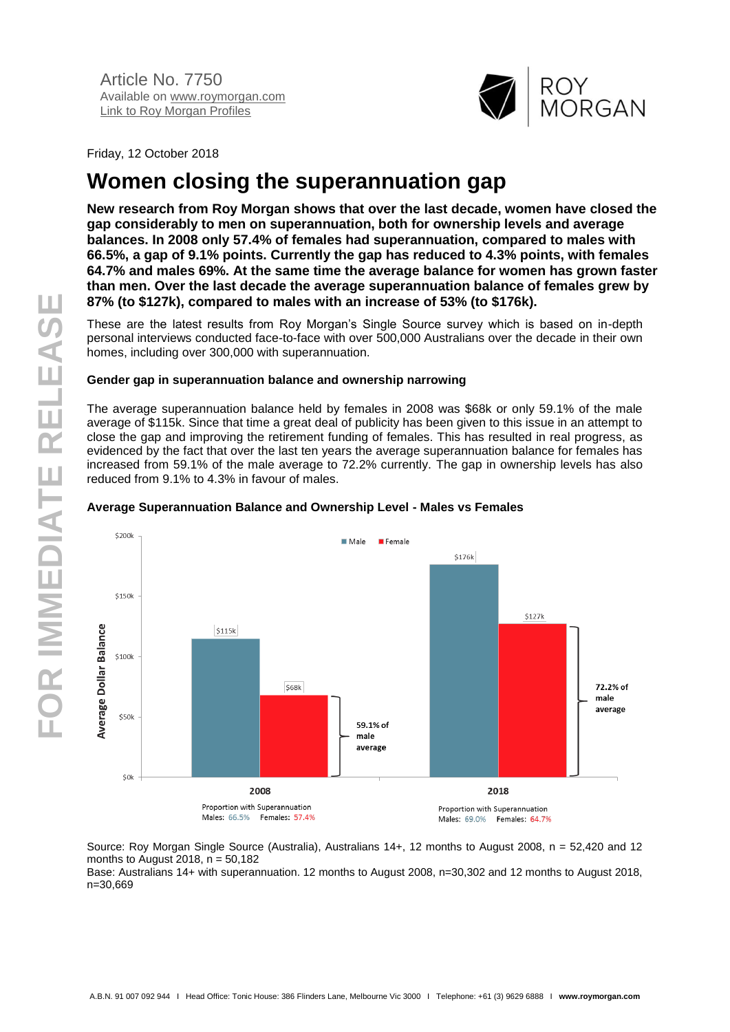Article No. 7750
Available on www.roymorgan.com
Link to Roy Morgan Profiles

Friday, 12 October 2018

# Women closing the superannuation gap

**New research from Roy Morgan shows that over the last decade, women have closed the gap considerably to men on superannuation, both for ownership levels and average balances. In 2008 only 57.4% of females had superannuation, compared to males with 66.5%, a gap of 9.1% points. Currently the gap has reduced to 4.3% points, with females 64.7% and males 69%. At the same time the average balance for women has grown faster than men. Over the last decade the average superannuation balance of females grew by 87% (to $127k), compared to males with an increase of 53% (to $176k).**

These are the latest results from Roy Morgan's Single Source survey which is based on in-depth personal interviews conducted face-to-face with over 500,000 Australians over the decade in their own homes, including over 300,000 with superannuation.

### Gender gap in superannuation balance and ownership narrowing

The average superannuation balance held by females in 2008 was $68k or only 59.1% of the male average of $115k. Since that time a great deal of publicity has been given to this issue in an attempt to close the gap and improving the retirement funding of females. This has resulted in real progress, as evidenced by the fact that over the last ten years the average superannuation balance for females has increased from 59.1% of the male average to 72.2% currently. The gap in ownership levels has also reduced from 9.1% to 4.3% in favour of males.

### Average Superannuation Balance and Ownership Level - Males vs Females

| | 2008 | 2018 |
|---|---|---|
| Male – Average Dollar Balance | $115k | $176k |
| Female – Average Dollar Balance | $68k | $127k |
| Female as % of male average | 59.1% | 72.2% |
| Proportion with Superannuation – Males | 66.5% | 69.0% |
| Proportion with Superannuation – Females | 57.4% | 64.7% |

Source: Roy Morgan Single Source (Australia), Australians 14+, 12 months to August 2008, n = 52,420 and 12 months to August 2018, n = 50,182
Base: Australians 14+ with superannuation. 12 months to August 2008, n=30,302 and 12 months to August 2018, n=30,669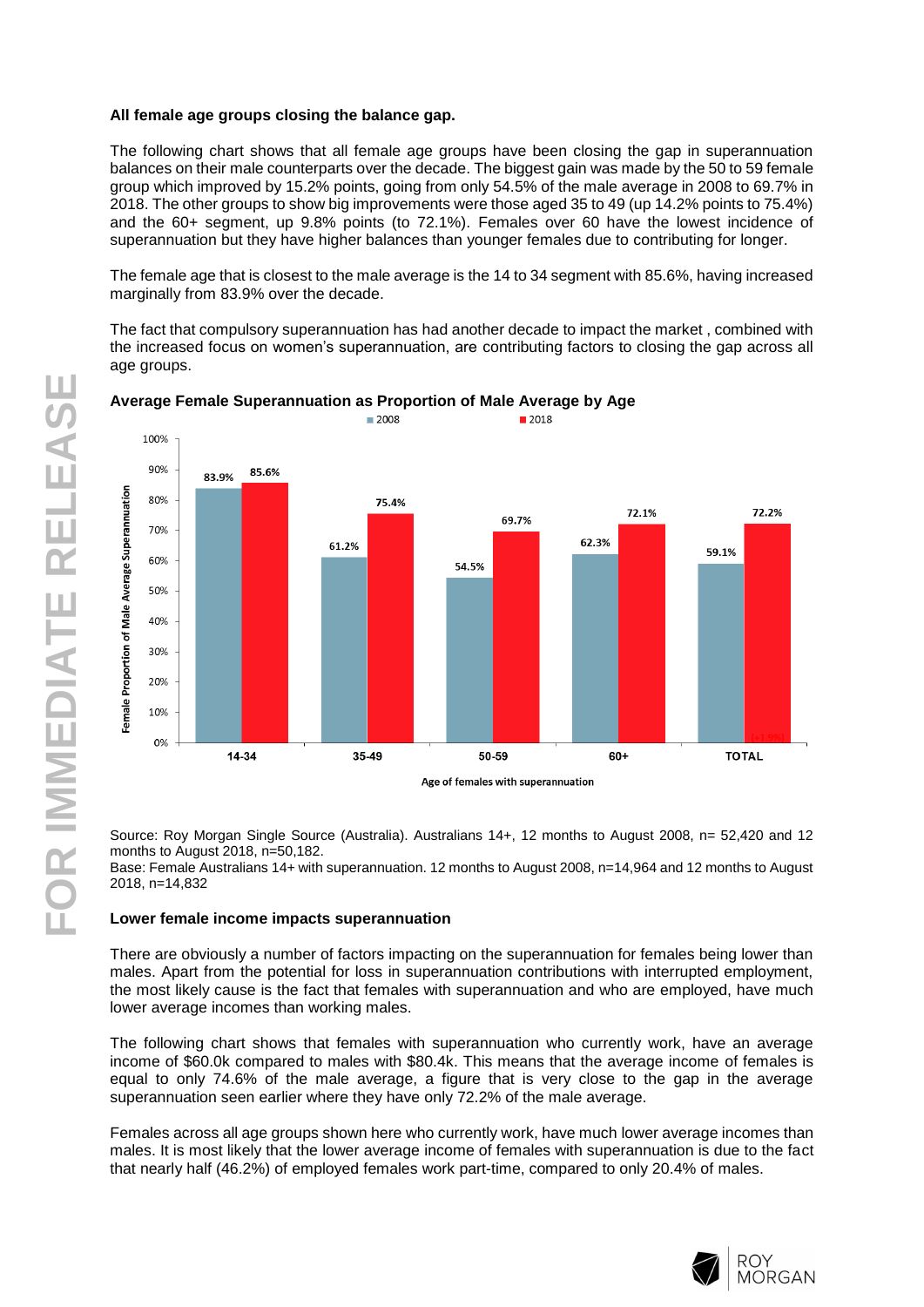**All female age groups closing the balance gap.**

The following chart shows that all female age groups have been closing the gap in superannuation balances on their male counterparts over the decade. The biggest gain was made by the 50 to 59 female group which improved by 15.2% points, going from only 54.5% of the male average in 2008 to 69.7% in 2018. The other groups to show big improvements were those aged 35 to 49 (up 14.2% points to 75.4%) and the 60+ segment, up 9.8% points (to 72.1%). Females over 60 have the lowest incidence of superannuation but they have higher balances than younger females due to contributing for longer.

The female age that is closest to the male average is the 14 to 34 segment with 85.6%, having increased marginally from 83.9% over the decade.

The fact that compulsory superannuation has had another decade to impact the market , combined with the increased focus on women's superannuation, are contributing factors to closing the gap across all age groups.

**Average Female Superannuation as Proportion of Male Average by Age**

| Age of females with superannuation | 2008 | 2018 |
|---|---|---|
| 14-34 | 83.9% | 85.6% |
| 35-49 | 61.2% | 75.4% |
| 50-59 | 54.5% | 69.7% |
| 60+ | 62.3% | 72.1% |
| TOTAL | 59.1% | 72.2% |

Source: Roy Morgan Single Source (Australia). Australians 14+, 12 months to August 2008, n= 52,420 and 12 months to August 2018, n=50,182.
Base: Female Australians 14+ with superannuation. 12 months to August 2008, n=14,964 and 12 months to August 2018, n=14,832

**Lower female income impacts superannuation**

There are obviously a number of factors impacting on the superannuation for females being lower than males. Apart from the potential for loss in superannuation contributions with interrupted employment, the most likely cause is the fact that females with superannuation and who are employed, have much lower average incomes than working males.

The following chart shows that females with superannuation who currently work, have an average income of $60.0k compared to males with $80.4k. This means that the average income of females is equal to only 74.6% of the male average, a figure that is very close to the gap in the average superannuation seen earlier where they have only 72.2% of the male average.

Females across all age groups shown here who currently work, have much lower average incomes than males. It is most likely that the lower average income of females with superannuation is due to the fact that nearly half (46.2%) of employed females work part-time, compared to only 20.4% of males.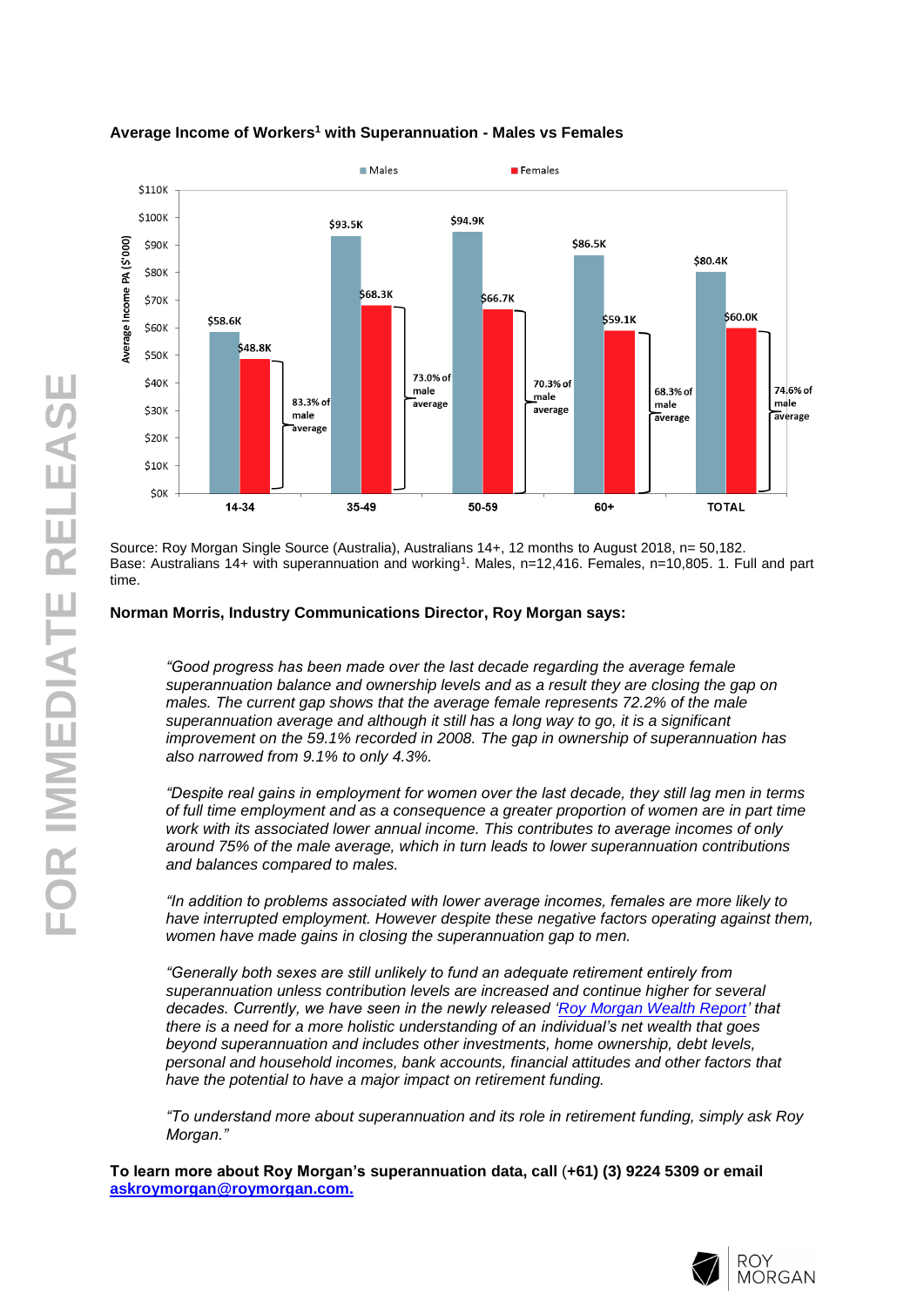**Average Income of Workers[1] with Superannuation - Males vs Females**

| | Males | Females | Female as % of male average |
|---|---|---|---|
| 14-34 | $58.6K | $48.8K | 83.3% |
| 35-49 | $93.5K | $68.3K | 73.0% |
| 50-59 | $94.9K | $66.7K | 70.3% |
| 60+ | $86.5K | $59.1K | 68.3% |
| TOTAL | $80.4K | $60.0K | 74.6% |

Source: Roy Morgan Single Source (Australia), Australians 14+, 12 months to August 2018, n= 50,182.
Base: Australians 14+ with superannuation and working[1]. Males, n=12,416. Females, n=10,805. 1. Full and part time.

**Norman Morris, Industry Communications Director, Roy Morgan says:**

*"Good progress has been made over the last decade regarding the average female superannuation balance and ownership levels and as a result they are closing the gap on males. The current gap shows that the average female represents 72.2% of the male superannuation average and although it still has a long way to go, it is a significant improvement on the 59.1% recorded in 2008. The gap in ownership of superannuation has also narrowed from 9.1% to only 4.3%.*

*"Despite real gains in employment for women over the last decade, they still lag men in terms of full time employment and as a consequence a greater proportion of women are in part time work with its associated lower annual income. This contributes to average incomes of only around 75% of the male average, which in turn leads to lower superannuation contributions and balances compared to males.*

*"In addition to problems associated with lower average incomes, females are more likely to have interrupted employment. However despite these negative factors operating against them, women have made gains in closing the superannuation gap to men.*

*"Generally both sexes are still unlikely to fund an adequate retirement entirely from superannuation unless contribution levels are increased and continue higher for several decades. Currently, we have seen in the newly released 'Roy Morgan Wealth Report' that there is a need for a more holistic understanding of an individual's net wealth that goes beyond superannuation and includes other investments, home ownership, debt levels, personal and household incomes, bank accounts, financial attitudes and other factors that have the potential to have a major impact on retirement funding.*

*"To understand more about superannuation and its role in retirement funding, simply ask Roy Morgan."*

**To learn more about Roy Morgan's superannuation data, call (+61) (3) 9224 5309 or email askroymorgan@roymorgan.com.**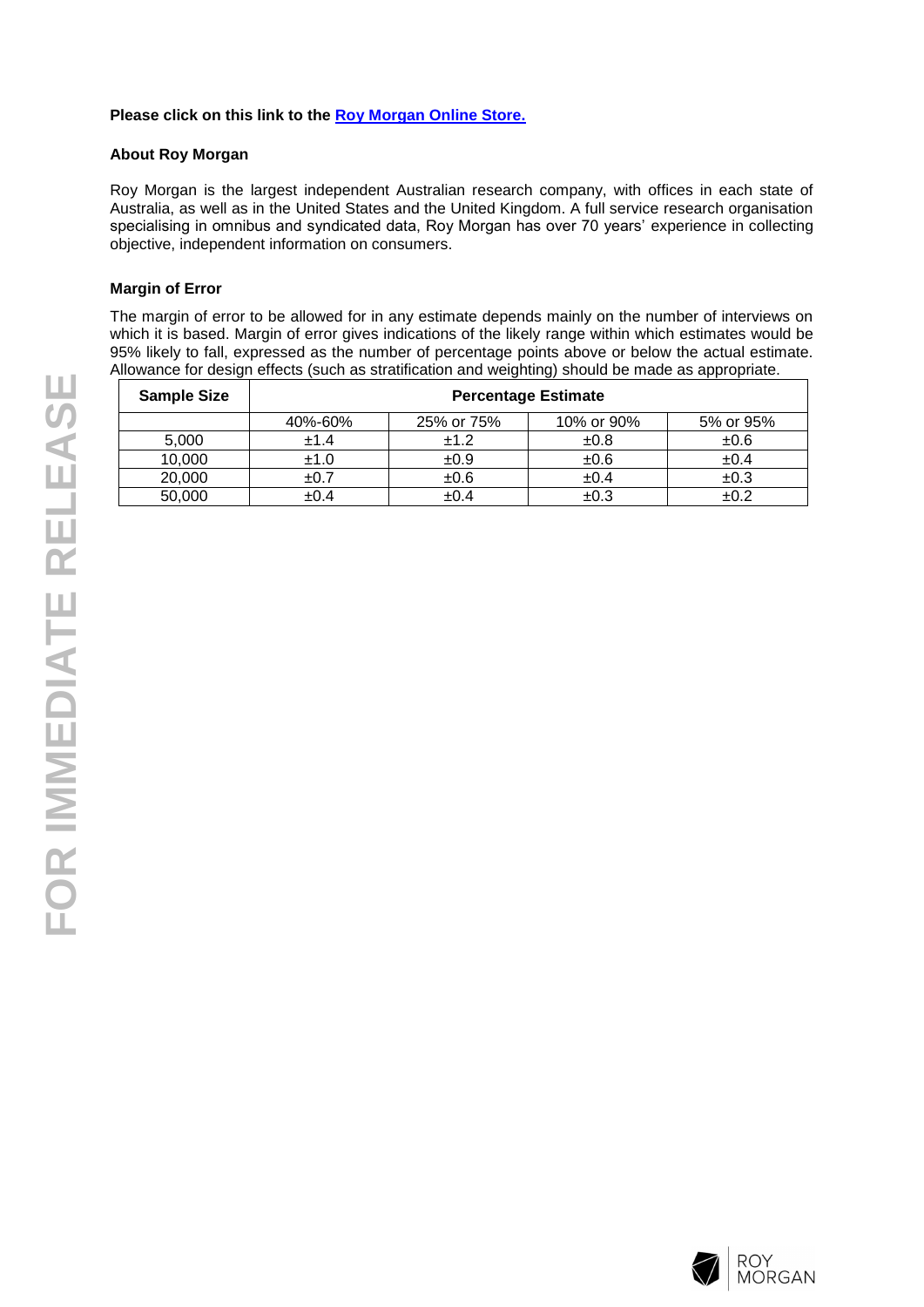**Please click on this link to the [Roy Morgan Online Store.]()**

### About Roy Morgan

Roy Morgan is the largest independent Australian research company, with offices in each state of Australia, as well as in the United States and the United Kingdom. A full service research organisation specialising in omnibus and syndicated data, Roy Morgan has over 70 years' experience in collecting objective, independent information on consumers.

### Margin of Error

The margin of error to be allowed for in any estimate depends mainly on the number of interviews on which it is based. Margin of error gives indications of the likely range within which estimates would be 95% likely to fall, expressed as the number of percentage points above or below the actual estimate. Allowance for design effects (such as stratification and weighting) should be made as appropriate.

| **Sample Size** | **Percentage Estimate** | | | |
|---|---|---|---|---|
| | 40%-60% | 25% or 75% | 10% or 90% | 5% or 95% |
| 5,000 | ±1.4 | ±1.2 | ±0.8 | ±0.6 |
| 10,000 | ±1.0 | ±0.9 | ±0.6 | ±0.4 |
| 20,000 | ±0.7 | ±0.6 | ±0.4 | ±0.3 |
| 50,000 | ±0.4 | ±0.4 | ±0.3 | ±0.2 |